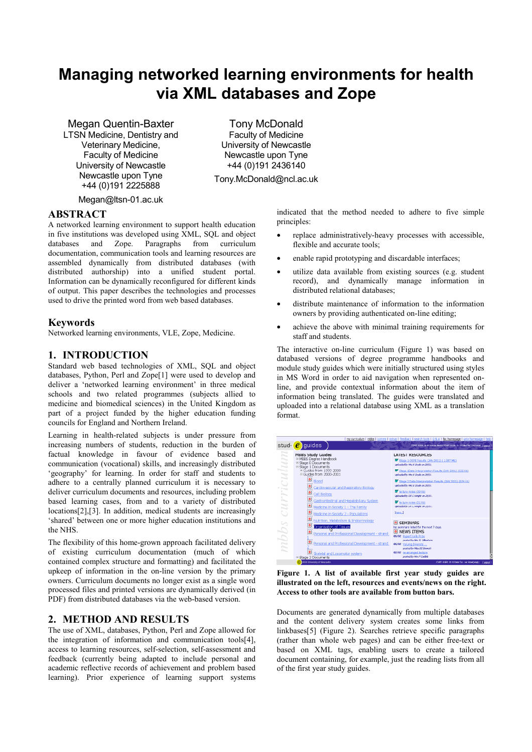# Managing networked learning environments for health via XML databases and Zope

Megan Quentin-Baxter
LTSN Medicine, Dentistry and Veterinary Medicine,
Faculty of Medicine
University of Newcastle
Newcastle upon Tyne
+44 (0)191 2225888
Megan@ltsn-01.ac.uk

Tony McDonald
Faculty of Medicine
University of Newcastle
Newcastle upon Tyne
+44 (0)191 2436140
Tony.McDonald@ncl.ac.uk

## ABSTRACT

A networked learning environment to support health education in five institutions was developed using XML, SQL and object databases and Zope. Paragraphs from curriculum documentation, communication tools and learning resources are assembled dynamically from distributed databases (with distributed authorship) into a unified student portal. Information can be dynamically reconfigured for different kinds of output. This paper describes the technologies and processes used to drive the printed word from web based databases.

## Keywords

Networked learning environments, VLE, Zope, Medicine.

## 1. INTRODUCTION

Standard web based technologies of XML, SQL and object databases, Python, Perl and Zope[1] were used to develop and deliver a 'networked learning environment' in three medical schools and two related programmes (subjects allied to medicine and biomedical sciences) in the United Kingdom as part of a project funded by the higher education funding councils for England and Northern Ireland.

Learning in health-related subjects is under pressure from increasing numbers of students, reduction in the burden of factual knowledge in favour of evidence based and communication (vocational) skills, and increasingly distributed 'geography' for learning. In order for staff and students to adhere to a centrally planned curriculum it is necessary to deliver curriculum documents and resources, including problem based learning cases, from and to a variety of distributed locations[2],[3]. In addition, medical students are increasingly 'shared' between one or more higher education institutions and the NHS.

The flexibility of this home-grown approach facilitated delivery of existing curriculum documentation (much of which contained complex structure and formatting) and facilitated the upkeep of information in the on-line version by the primary owners. Curriculum documents no longer exist as a single word processed files and printed versions are dynamically derived (in PDF) from distributed databases via the web-based version.

## 2. METHOD AND RESULTS

The use of XML, databases, Python, Perl and Zope allowed for the integration of information and communication tools[4], access to learning resources, self-selection, self-assessment and feedback (currently being adapted to include personal and academic reflective records of achievement and problem based learning). Prior experience of learning support systems indicated that the method needed to adhere to five simple principles:

- replace administratively-heavy processes with accessible, flexible and accurate tools;
- enable rapid prototyping and discardable interfaces;
- utilize data available from existing sources (e.g. student record), and dynamically manage information in distributed relational databases;
- distribute maintenance of information to the information owners by providing authenticated on-line editing;
- achieve the above with minimal training requirements for staff and students.

The interactive on-line curriculum (Figure 1) was based on databased versions of degree programme handbooks and module study guides which were initially structured using styles in MS Word in order to aid navigation when represented on-line, and provide contextual information about the item of information being translated. The guides were translated and uploaded into a relational database using XML as a translation format.

**Figure 1. A list of available first year study guides are illustrated on the left, resources and events/news on the right. Access to other tools are available from button bars.**

Documents are generated dynamically from multiple databases and the content delivery system creates some links from linkbases[5] (Figure 2). Searches retrieve specific paragraphs (rather than whole web pages) and can be either free-text or based on XML tags, enabling users to create a tailored document containing, for example, just the reading lists from all of the first year study guides.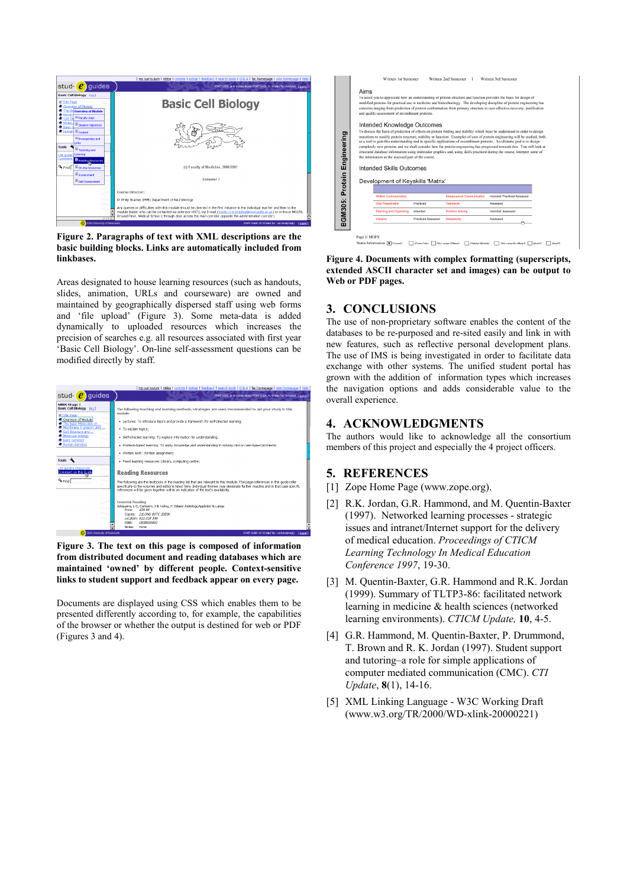**Figure 2. Paragraphs of text with XML descriptions are the basic building blocks. Links are automatically included from linkbases.**

Areas designated to house learning resources (such as handouts, slides, animation, URLs and courseware) are owned and maintained by geographically dispersed staff using web forms and 'file upload' (Figure 3). Some meta-data is added dynamically to uploaded resources which increases the precision of searches e.g. all resources associated with first year 'Basic Cell Biology'. On-line self-assessment questions can be modified directly by staff.

**Figure 3. The text on this page is composed of information from distributed document and reading databases which are maintained 'owned' by different people. Context-sensitive links to student support and feedback appear on every page.**

Documents are displayed using CSS which enables them to be presented differently according to, for example, the capabilities of the browser or whether the output is destined for web or PDF (Figures 3 and 4).

**Figure 4. Documents with complex formatting (superscripts, extended ASCII character set and images) can be output to Web or PDF pages.**

## 3. CONCLUSIONS

The use of non-proprietary software enables the content of the databases to be re-purposed and re-sited easily and link in with new features, such as reflective personal development plans. The use of IMS is being investigated in order to facilitate data exchange with other systems. The unified student portal has grown with the addition of information types which increases the navigation options and adds considerable value to the overall experience.

## 4. ACKNOWLEDGMENTS

The authors would like to acknowledge all the consortium members of this project and especially the 4 project officers.

## 5. REFERENCES

[1] Zope Home Page (www.zope.org).

[2] R.K. Jordan, G.R. Hammond, and M. Quentin-Baxter (1997). Networked learning processes - strategic issues and intranet/Internet support for the delivery of medical education. *Proceedings of CTICM Learning Technology In Medical Education Conference 1997*, 19-30.

[3] M. Quentin-Baxter, G.R. Hammond and R.K. Jordan (1999). Summary of TLTP3-86: facilitated network learning in medicine & health sciences (networked learning environments). *CTICM Update,* **10**, 4-5.

[4] G.R. Hammond, M. Quentin-Baxter, P. Drummond, T. Brown and R. K. Jordan (1997). Student support and tutoring–a role for simple applications of computer mediated communication (CMC). *CTI Update*, **8**(1), 14-16.

[5] XML Linking Language - W3C Working Draft (www.w3.org/TR/2000/WD-xlink-20000221)